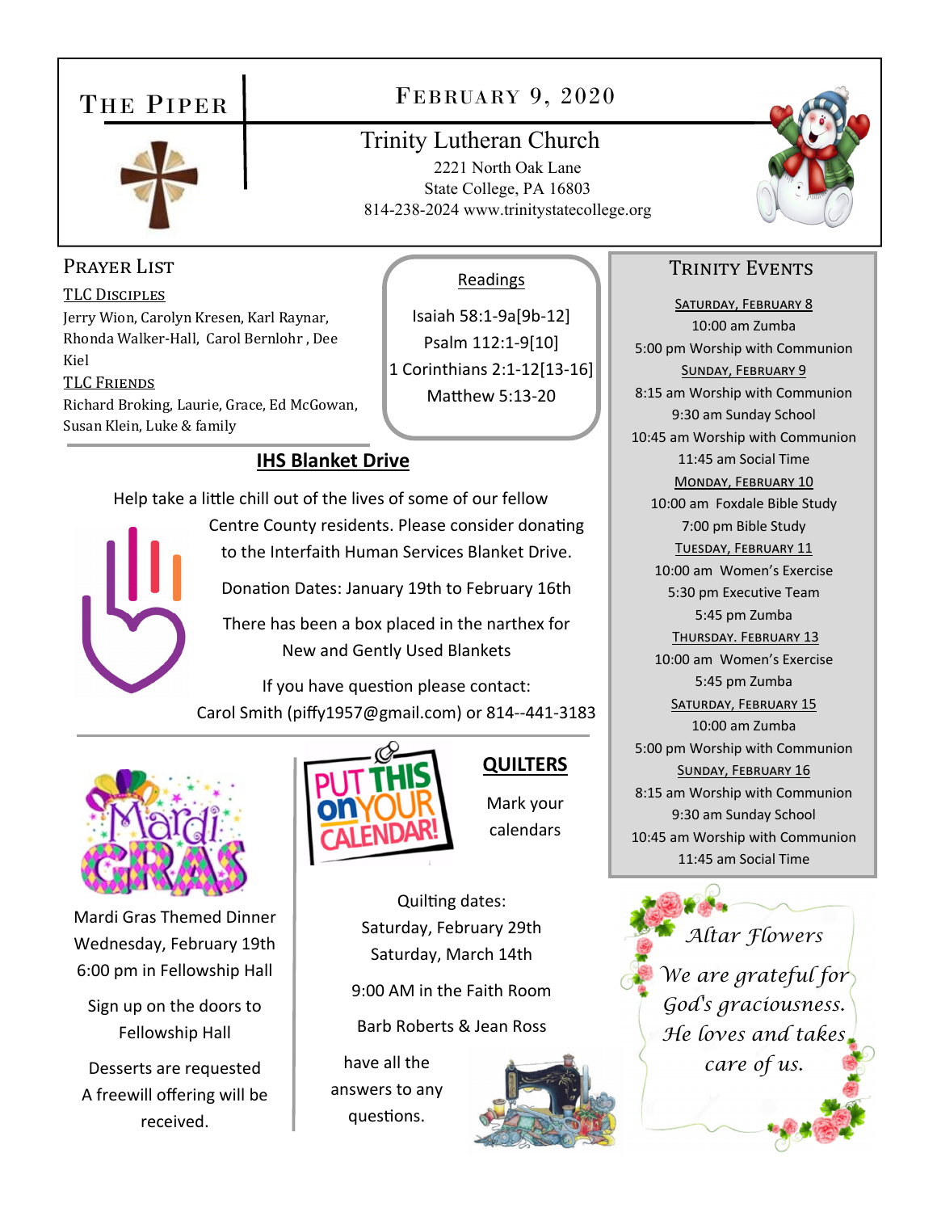# The Piper

## February 9, 2020

**Trinity Lutheran Church**
2221 North Oak Lane
State College, PA 16803
814-238-2024 www.trinitystatecollege.org

## Prayer List

**TLC Disciples**
Jerry Wion, Carolyn Kresen, Karl Raynar, Rhonda Walker-Hall, Carol Bernlohr , Dee Kiel

**TLC Friends**
Richard Broking, Laurie, Grace, Ed McGowan, Susan Klein, Luke & family

## Readings

Isaiah 58:1-9a[9b-12]
Psalm 112:1-9[10]
1 Corinthians 2:1-12[13-16]
Matthew 5:13-20

## IHS Blanket Drive

Help take a little chill out of the lives of some of our fellow Centre County residents. Please consider donating to the Interfaith Human Services Blanket Drive.

Donation Dates: January 19th to February 16th

There has been a box placed in the narthex for New and Gently Used Blankets

If you have question please contact:
Carol Smith (piffy1957@gmail.com) or 814--441-3183

## Mardi Gras

Mardi Gras Themed Dinner
Wednesday, February 19th
6:00 pm in Fellowship Hall

Sign up on the doors to Fellowship Hall

Desserts are requested
A freewill offering will be received.

## QUILTERS

PUT THIS on YOUR CALENDAR!

Mark your calendars

Quilting dates:
Saturday, February 29th
Saturday, March 14th

9:00 AM in the Faith Room

Barb Roberts & Jean Ross have all the answers to any questions.

## Trinity Events

**Saturday, February 8**
10:00 am Zumba
5:00 pm Worship with Communion

**Sunday, February 9**
8:15 am Worship with Communion
9:30 am Sunday School
10:45 am Worship with Communion
11:45 am Social Time

**Monday, February 10**
10:00 am Foxdale Bible Study
7:00 pm Bible Study

**Tuesday, February 11**
10:00 am Women's Exercise
5:30 pm Executive Team
5:45 pm Zumba

**Thursday. February 13**
10:00 am Women's Exercise
5:45 pm Zumba

**Saturday, February 15**
10:00 am Zumba
5:00 pm Worship with Communion

**Sunday, February 16**
8:15 am Worship with Communion
9:30 am Sunday School
10:45 am Worship with Communion
11:45 am Social Time

## Altar Flowers

*We are grateful for God's graciousness. He loves and takes care of us.*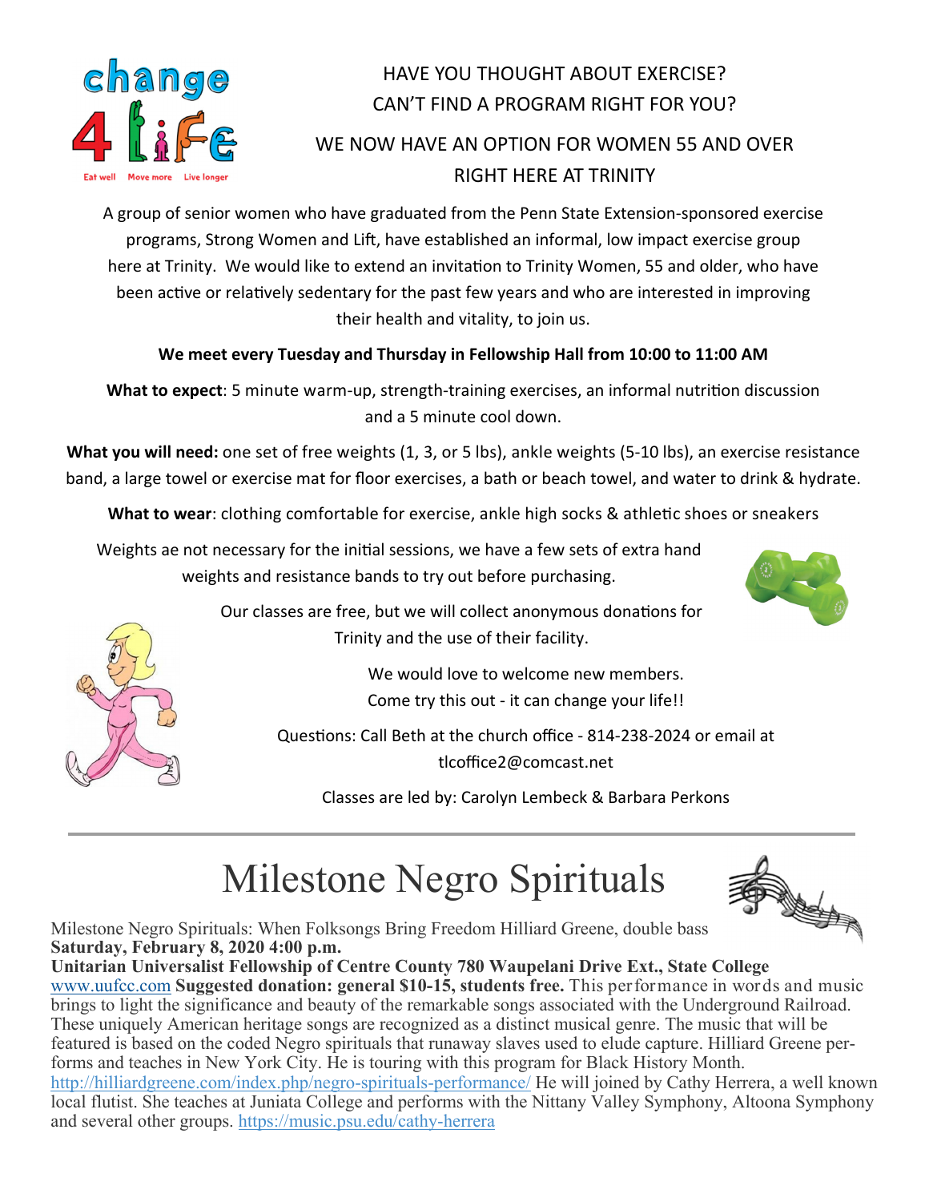HAVE YOU THOUGHT ABOUT EXERCISE?
CAN'T FIND A PROGRAM RIGHT FOR YOU?

WE NOW HAVE AN OPTION FOR WOMEN 55 AND OVER
RIGHT HERE AT TRINITY

A group of senior women who have graduated from the Penn State Extension-sponsored exercise programs, Strong Women and Lift, have established an informal, low impact exercise group here at Trinity. We would like to extend an invitation to Trinity Women, 55 and older, who have been active or relatively sedentary for the past few years and who are interested in improving their health and vitality, to join us.

**We meet every Tuesday and Thursday in Fellowship Hall from 10:00 to 11:00 AM**

**What to expect**: 5 minute warm-up, strength-training exercises, an informal nutrition discussion and a 5 minute cool down.

**What you will need:** one set of free weights (1, 3, or 5 lbs), ankle weights (5-10 lbs), an exercise resistance band, a large towel or exercise mat for floor exercises, a bath or beach towel, and water to drink & hydrate.

**What to wear**: clothing comfortable for exercise, ankle high socks & athletic shoes or sneakers

Weights ae not necessary for the initial sessions, we have a few sets of extra hand weights and resistance bands to try out before purchasing.

Our classes are free, but we will collect anonymous donations for Trinity and the use of their facility.

We would love to welcome new members.
Come try this out - it can change your life!!

Questions: Call Beth at the church office - 814-238-2024 or email at tlcoffice2@comcast.net

Classes are led by: Carolyn Lembeck & Barbara Perkons

---

# Milestone Negro Spirituals

Milestone Negro Spirituals: When Folksongs Bring Freedom Hilliard Greene, double bass
**Saturday, February 8, 2020 4:00 p.m.**
**Unitarian Universalist Fellowship of Centre County 780 Waupelani Drive Ext., State College**
www.uufcc.com **Suggested donation: general $10-15, students free.** This performance in words and music brings to light the significance and beauty of the remarkable songs associated with the Underground Railroad. These uniquely American heritage songs are recognized as a distinct musical genre. The music that will be featured is based on the coded Negro spirituals that runaway slaves used to elude capture. Hilliard Greene performs and teaches in New York City. He is touring with this program for Black History Month. http://hilliardgreene.com/index.php/negro-spirituals-performance/ He will joined by Cathy Herrera, a well known local flutist. She teaches at Juniata College and performs with the Nittany Valley Symphony, Altoona Symphony and several other groups. https://music.psu.edu/cathy-herrera